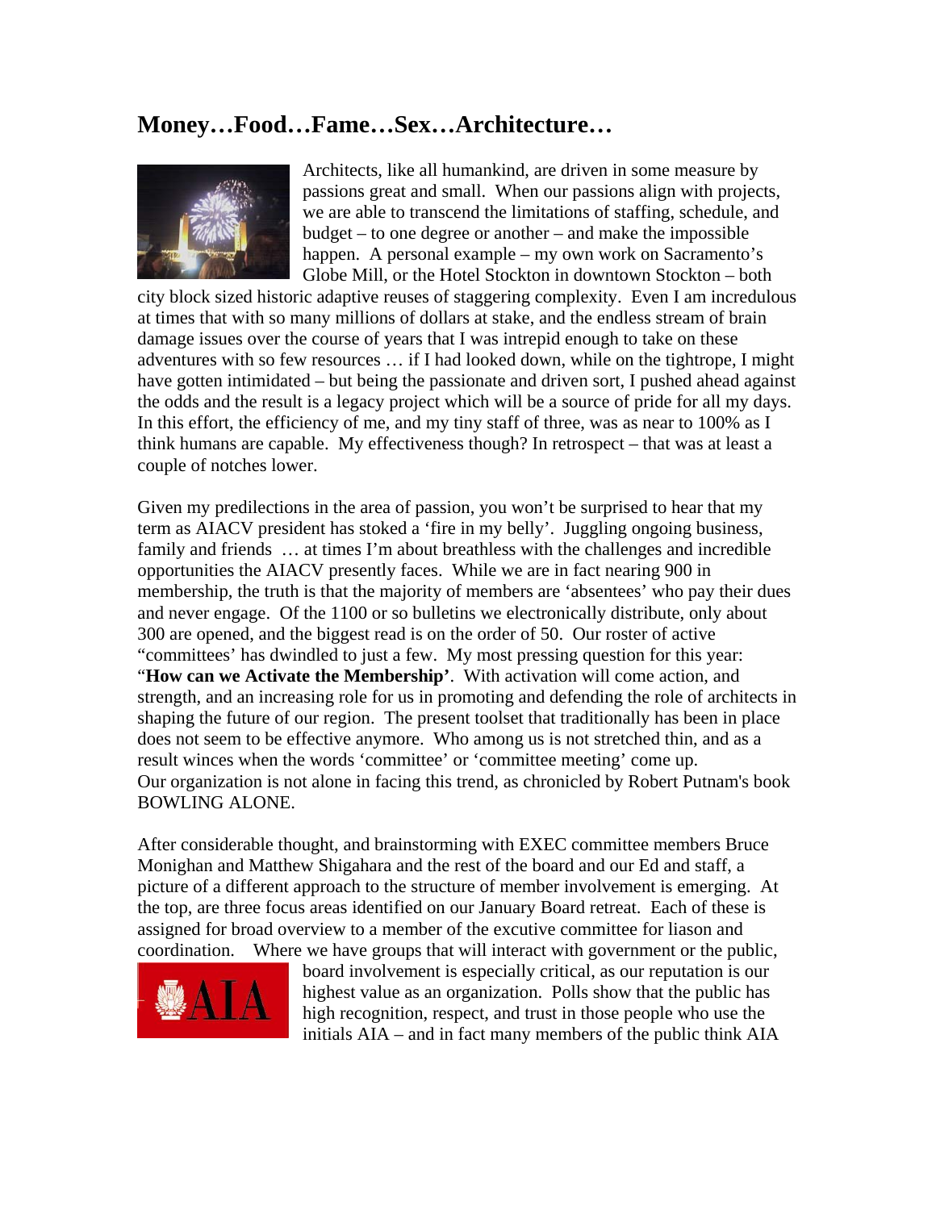## Money…Food…Fame…Sex…Architecture…

Architects, like all humankind, are driven in some measure by passions great and small. When our passions align with projects, we are able to transcend the limitations of staffing, schedule, and budget – to one degree or another – and make the impossible happen. A personal example – my own work on Sacramento's Globe Mill, or the Hotel Stockton in downtown Stockton – both city block sized historic adaptive reuses of staggering complexity. Even I am incredulous at times that with so many millions of dollars at stake, and the endless stream of brain damage issues over the course of years that I was intrepid enough to take on these adventures with so few resources … if I had looked down, while on the tightrope, I might have gotten intimidated – but being the passionate and driven sort, I pushed ahead against the odds and the result is a legacy project which will be a source of pride for all my days. In this effort, the efficiency of me, and my tiny staff of three, was as near to 100% as I think humans are capable. My effectiveness though? In retrospect – that was at least a couple of notches lower.

Given my predilections in the area of passion, you won't be surprised to hear that my term as AIACV president has stoked a 'fire in my belly'. Juggling ongoing business, family and friends … at times I'm about breathless with the challenges and incredible opportunities the AIACV presently faces. While we are in fact nearing 900 in membership, the truth is that the majority of members are 'absentees' who pay their dues and never engage. Of the 1100 or so bulletins we electronically distribute, only about 300 are opened, and the biggest read is on the order of 50. Our roster of active "committees' has dwindled to just a few. My most pressing question for this year: "**How can we Activate the Membership'**. With activation will come action, and strength, and an increasing role for us in promoting and defending the role of architects in shaping the future of our region. The present toolset that traditionally has been in place does not seem to be effective anymore. Who among us is not stretched thin, and as a result winces when the words 'committee' or 'committee meeting' come up. Our organization is not alone in facing this trend, as chronicled by Robert Putnam's book BOWLING ALONE.

After considerable thought, and brainstorming with EXEC committee members Bruce Monighan and Matthew Shigahara and the rest of the board and our Ed and staff, a picture of a different approach to the structure of member involvement is emerging. At the top, are three focus areas identified on our January Board retreat. Each of these is assigned for broad overview to a member of the excutive committee for liason and coordination. Where we have groups that will interact with government or the public, board involvement is especially critical, as our reputation is our highest value as an organization. Polls show that the public has high recognition, respect, and trust in those people who use the initials AIA – and in fact many members of the public think AIA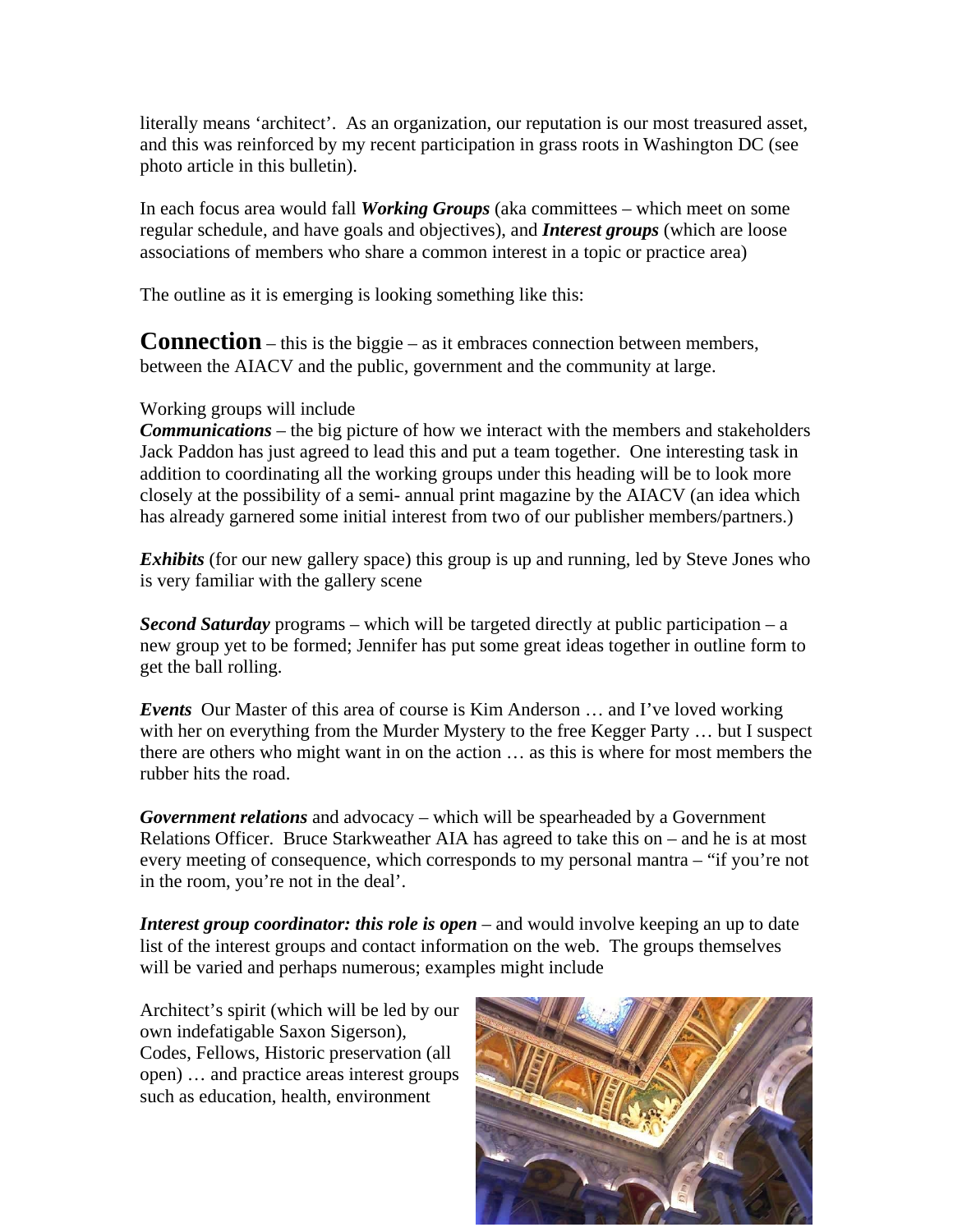literally means 'architect'. As an organization, our reputation is our most treasured asset, and this was reinforced by my recent participation in grass roots in Washington DC (see photo article in this bulletin).

In each focus area would fall ***Working Groups*** (aka committees – which meet on some regular schedule, and have goals and objectives), and ***Interest groups*** (which are loose associations of members who share a common interest in a topic or practice area)

The outline as it is emerging is looking something like this:

**Connection** – this is the biggie – as it embraces connection between members, between the AIACV and the public, government and the community at large.

Working groups will include

***Communications*** – the big picture of how we interact with the members and stakeholders Jack Paddon has just agreed to lead this and put a team together. One interesting task in addition to coordinating all the working groups under this heading will be to look more closely at the possibility of a semi- annual print magazine by the AIACV (an idea which has already garnered some initial interest from two of our publisher members/partners.)

***Exhibits*** (for our new gallery space) this group is up and running, led by Steve Jones who is very familiar with the gallery scene

***Second Saturday*** programs – which will be targeted directly at public participation – a new group yet to be formed; Jennifer has put some great ideas together in outline form to get the ball rolling.

***Events*** Our Master of this area of course is Kim Anderson … and I've loved working with her on everything from the Murder Mystery to the free Kegger Party … but I suspect there are others who might want in on the action … as this is where for most members the rubber hits the road.

***Government relations*** and advocacy – which will be spearheaded by a Government Relations Officer. Bruce Starkweather AIA has agreed to take this on – and he is at most every meeting of consequence, which corresponds to my personal mantra – "if you're not in the room, you're not in the deal'.

***Interest group coordinator: this role is open*** – and would involve keeping an up to date list of the interest groups and contact information on the web. The groups themselves will be varied and perhaps numerous; examples might include

Architect's spirit (which will be led by our own indefatigable Saxon Sigerson), Codes, Fellows, Historic preservation (all open) … and practice areas interest groups such as education, health, environment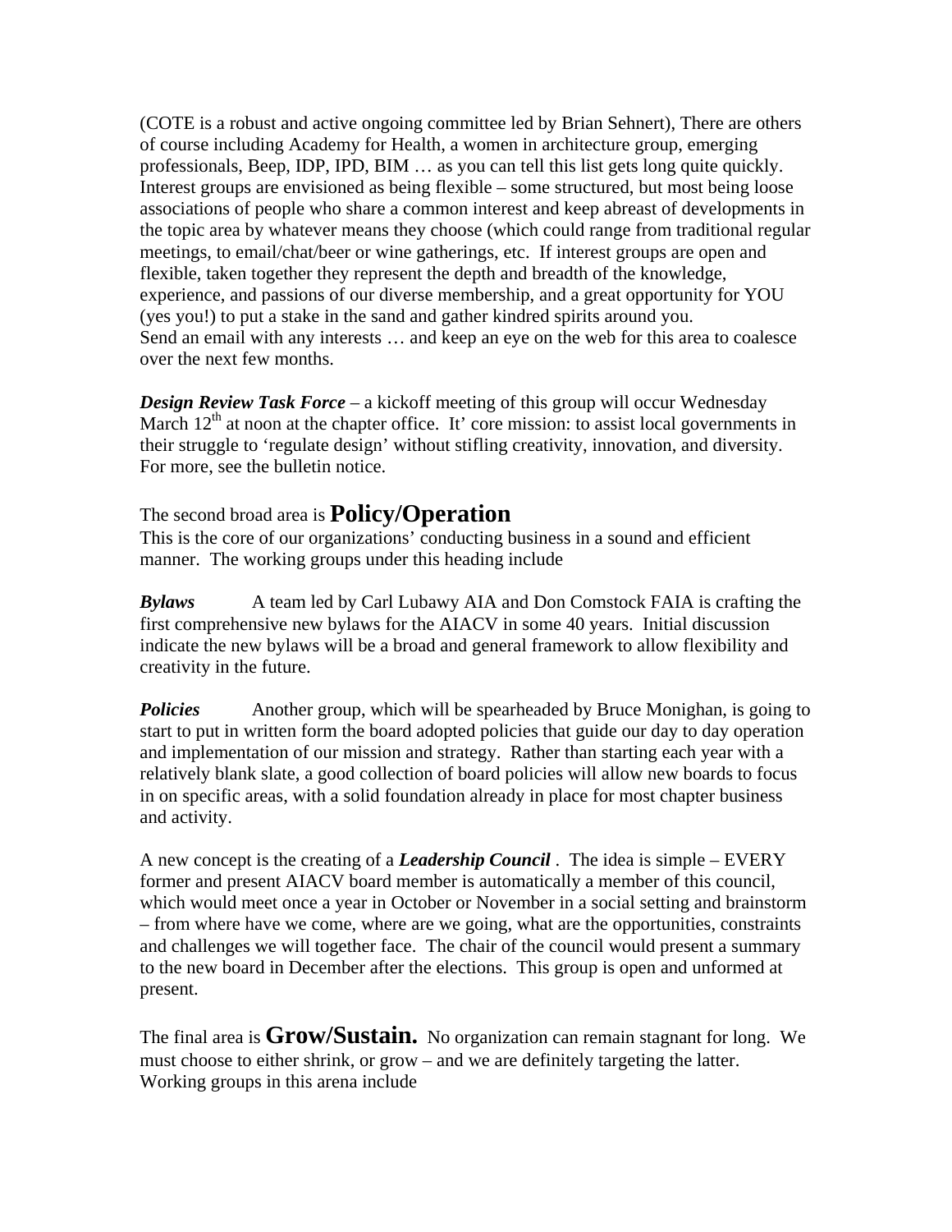(COTE is a robust and active ongoing committee led by Brian Sehnert), There are others of course including Academy for Health, a women in architecture group, emerging professionals, Beep, IDP, IPD, BIM … as you can tell this list gets long quite quickly. Interest groups are envisioned as being flexible – some structured, but most being loose associations of people who share a common interest and keep abreast of developments in the topic area by whatever means they choose (which could range from traditional regular meetings, to email/chat/beer or wine gatherings, etc. If interest groups are open and flexible, taken together they represent the depth and breadth of the knowledge, experience, and passions of our diverse membership, and a great opportunity for YOU (yes you!) to put a stake in the sand and gather kindred spirits around you.
Send an email with any interests … and keep an eye on the web for this area to coalesce over the next few months.

***Design Review Task Force*** – a kickoff meeting of this group will occur Wednesday March 12th at noon at the chapter office. It' core mission: to assist local governments in their struggle to 'regulate design' without stifling creativity, innovation, and diversity. For more, see the bulletin notice.

The second broad area is **Policy/Operation**

This is the core of our organizations' conducting business in a sound and efficient manner. The working groups under this heading include

***Bylaws*** A team led by Carl Lubawy AIA and Don Comstock FAIA is crafting the first comprehensive new bylaws for the AIACV in some 40 years. Initial discussion indicate the new bylaws will be a broad and general framework to allow flexibility and creativity in the future.

***Policies*** Another group, which will be spearheaded by Bruce Monighan, is going to start to put in written form the board adopted policies that guide our day to day operation and implementation of our mission and strategy. Rather than starting each year with a relatively blank slate, a good collection of board policies will allow new boards to focus in on specific areas, with a solid foundation already in place for most chapter business and activity.

A new concept is the creating of a ***Leadership Council*** . The idea is simple – EVERY former and present AIACV board member is automatically a member of this council, which would meet once a year in October or November in a social setting and brainstorm – from where have we come, where are we going, what are the opportunities, constraints and challenges we will together face. The chair of the council would present a summary to the new board in December after the elections. This group is open and unformed at present.

The final area is **Grow/Sustain.** No organization can remain stagnant for long. We must choose to either shrink, or grow – and we are definitely targeting the latter. Working groups in this arena include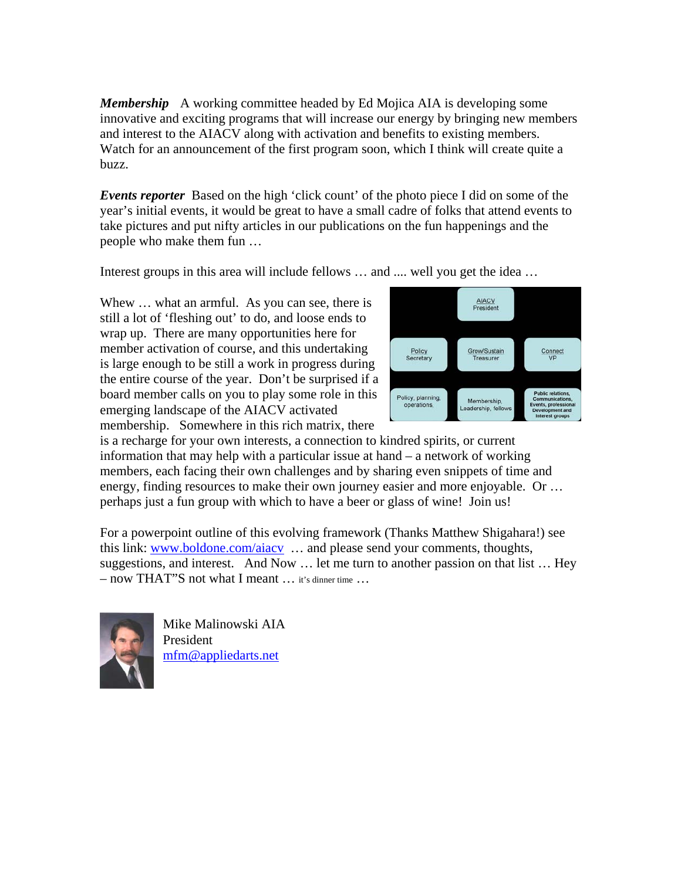***Membership*** A working committee headed by Ed Mojica AIA is developing some innovative and exciting programs that will increase our energy by bringing new members and interest to the AIACV along with activation and benefits to existing members. Watch for an announcement of the first program soon, which I think will create quite a buzz.

***Events reporter*** Based on the high 'click count' of the photo piece I did on some of the year's initial events, it would be great to have a small cadre of folks that attend events to take pictures and put nifty articles in our publications on the fun happenings and the people who make them fun …

Interest groups in this area will include fellows … and .... well you get the idea …

AIACV
President

Policy
Secretary

Grow/Sustain
Treasurer

Connect
VP

Policy, planning, operations,

Membership, Leadership, fellows

Public relations, Communications, Events, professional Development and Interest groups

Whew … what an armful. As you can see, there is still a lot of 'fleshing out' to do, and loose ends to wrap up. There are many opportunities here for member activation of course, and this undertaking is large enough to be still a work in progress during the entire course of the year. Don't be surprised if a board member calls on you to play some role in this emerging landscape of the AIACV activated membership. Somewhere in this rich matrix, there is a recharge for your own interests, a connection to kindred spirits, or current information that may help with a particular issue at hand – a network of working members, each facing their own challenges and by sharing even snippets of time and energy, finding resources to make their own journey easier and more enjoyable. Or … perhaps just a fun group with which to have a beer or glass of wine! Join us!

For a powerpoint outline of this evolving framework (Thanks Matthew Shigahara!) see this link: www.boldone.com/aiacv … and please send your comments, thoughts, suggestions, and interest. And Now … let me turn to another passion on that list … Hey – now THAT"S not what I meant … it's dinner time …

Mike Malinowski AIA
President
mfm@appliedarts.net